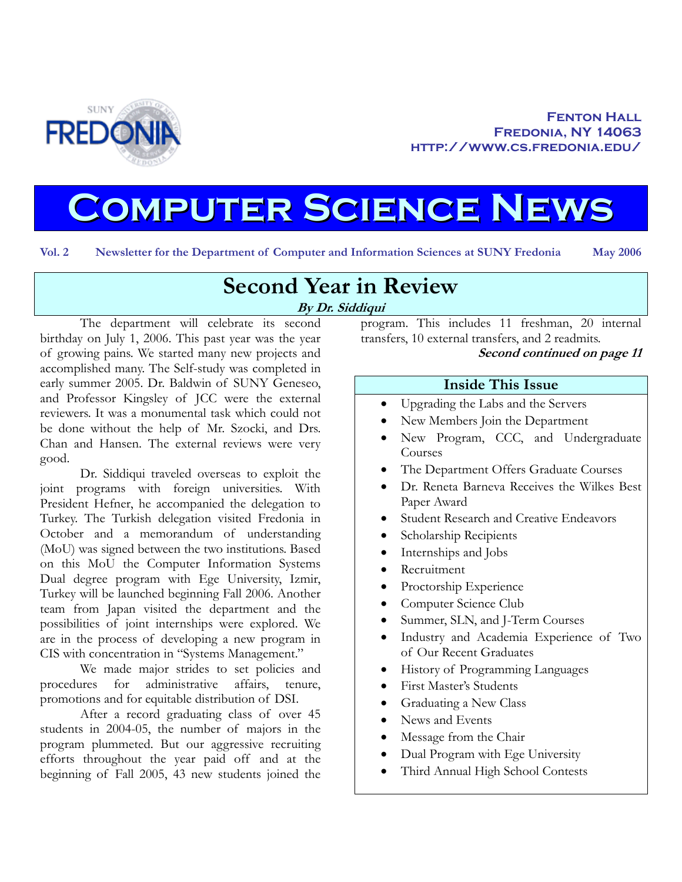Fenton Hall
Fredonia, NY 14063
http://www.cs.fredonia.edu/

# Computer Science News

**Vol. 2 Newsletter for the Department of Computer and Information Sciences at SUNY Fredonia May 2006**

## Second Year in Review

***By Dr. Siddiqui***

The department will celebrate its second birthday on July 1, 2006. This past year was the year of growing pains. We started many new projects and accomplished many. The Self-study was completed in early summer 2005. Dr. Baldwin of SUNY Geneseo, and Professor Kingsley of JCC were the external reviewers. It was a monumental task which could not be done without the help of Mr. Szocki, and Drs. Chan and Hansen. The external reviews were very good.

Dr. Siddiqui traveled overseas to exploit the joint programs with foreign universities. With President Hefner, he accompanied the delegation to Turkey. The Turkish delegation visited Fredonia in October and a memorandum of understanding (MoU) was signed between the two institutions. Based on this MoU the Computer Information Systems Dual degree program with Ege University, Izmir, Turkey will be launched beginning Fall 2006. Another team from Japan visited the department and the possibilities of joint internships were explored. We are in the process of developing a new program in CIS with concentration in "Systems Management."

We made major strides to set policies and procedures for administrative affairs, tenure, promotions and for equitable distribution of DSI.

After a record graduating class of over 45 students in 2004-05, the number of majors in the program plummeted. But our aggressive recruiting efforts throughout the year paid off and at the beginning of Fall 2005, 43 new students joined the program. This includes 11 freshman, 20 internal transfers, 10 external transfers, and 2 readmits.

***Second continued on page 11***

### Inside This Issue

- Upgrading the Labs and the Servers
- New Members Join the Department
- New Program, CCC, and Undergraduate Courses
- The Department Offers Graduate Courses
- Dr. Reneta Barneva Receives the Wilkes Best Paper Award
- Student Research and Creative Endeavors
- Scholarship Recipients
- Internships and Jobs
- Recruitment
- Proctorship Experience
- Computer Science Club
- Summer, SLN, and J-Term Courses
- Industry and Academia Experience of Two of Our Recent Graduates
- History of Programming Languages
- First Master's Students
- Graduating a New Class
- News and Events
- Message from the Chair
- Dual Program with Ege University
- Third Annual High School Contests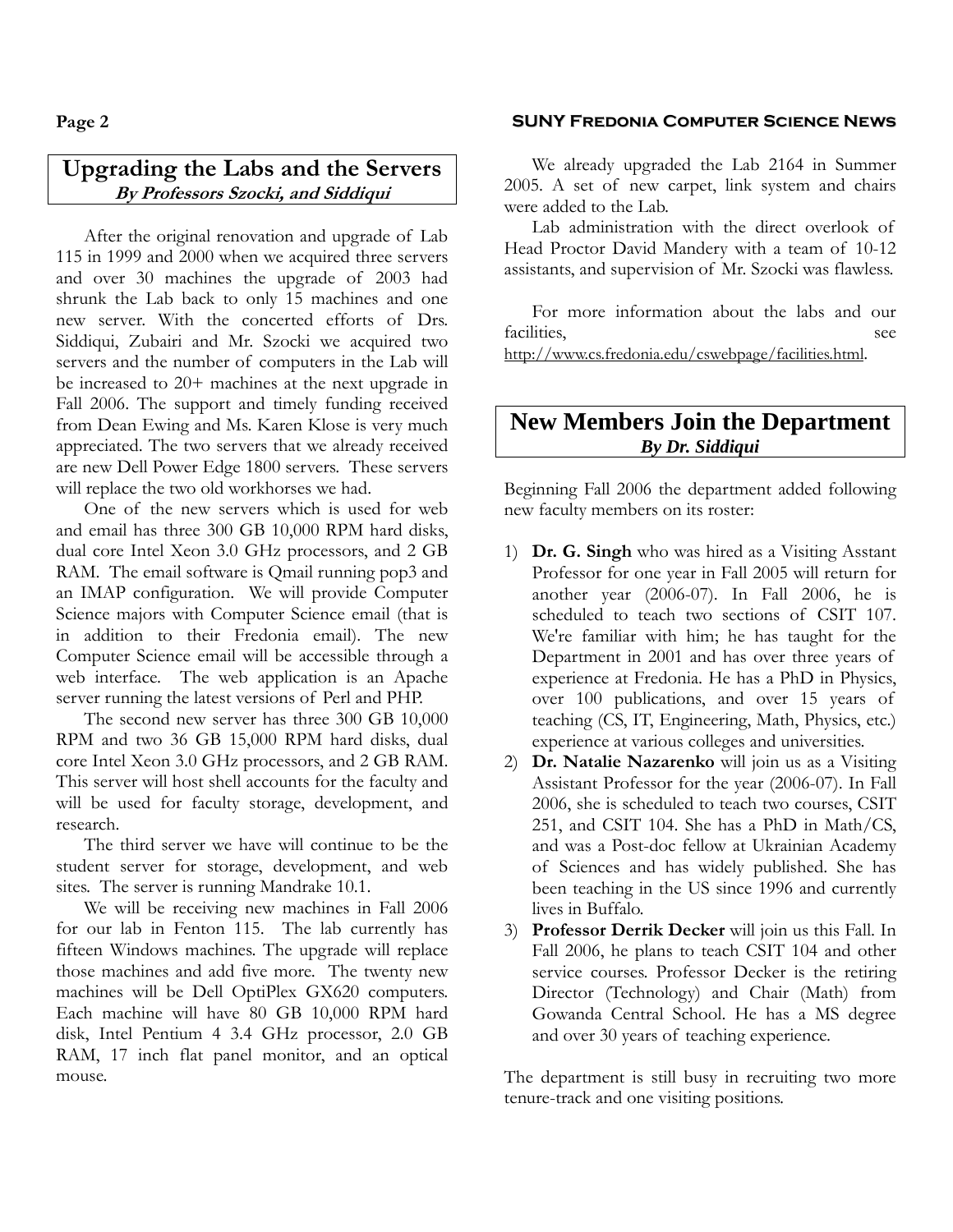## Upgrading the Labs and the Servers

***By Professors Szocki, and Siddiqui***

After the original renovation and upgrade of Lab 115 in 1999 and 2000 when we acquired three servers and over 30 machines the upgrade of 2003 had shrunk the Lab back to only 15 machines and one new server. With the concerted efforts of Drs. Siddiqui, Zubairi and Mr. Szocki we acquired two servers and the number of computers in the Lab will be increased to 20+ machines at the next upgrade in Fall 2006. The support and timely funding received from Dean Ewing and Ms. Karen Klose is very much appreciated. The two servers that we already received are new Dell Power Edge 1800 servers. These servers will replace the two old workhorses we had.

One of the new servers which is used for web and email has three 300 GB 10,000 RPM hard disks, dual core Intel Xeon 3.0 GHz processors, and 2 GB RAM. The email software is Qmail running pop3 and an IMAP configuration. We will provide Computer Science majors with Computer Science email (that is in addition to their Fredonia email). The new Computer Science email will be accessible through a web interface. The web application is an Apache server running the latest versions of Perl and PHP.

The second new server has three 300 GB 10,000 RPM and two 36 GB 15,000 RPM hard disks, dual core Intel Xeon 3.0 GHz processors, and 2 GB RAM. This server will host shell accounts for the faculty and will be used for faculty storage, development, and research.

The third server we have will continue to be the student server for storage, development, and web sites. The server is running Mandrake 10.1.

We will be receiving new machines in Fall 2006 for our lab in Fenton 115. The lab currently has fifteen Windows machines. The upgrade will replace those machines and add five more. The twenty new machines will be Dell OptiPlex GX620 computers. Each machine will have 80 GB 10,000 RPM hard disk, Intel Pentium 4 3.4 GHz processor, 2.0 GB RAM, 17 inch flat panel monitor, and an optical mouse.

We already upgraded the Lab 2164 in Summer 2005. A set of new carpet, link system and chairs were added to the Lab.

Lab administration with the direct overlook of Head Proctor David Mandery with a team of 10-12 assistants, and supervision of Mr. Szocki was flawless.

For more information about the labs and our facilities, see http://www.cs.fredonia.edu/cswebpage/facilities.html.

## New Members Join the Department

***By Dr. Siddiqui***

Beginning Fall 2006 the department added following new faculty members on its roster:

1) **Dr. G. Singh** who was hired as a Visiting Asstant Professor for one year in Fall 2005 will return for another year (2006-07). In Fall 2006, he is scheduled to teach two sections of CSIT 107. We're familiar with him; he has taught for the Department in 2001 and has over three years of experience at Fredonia. He has a PhD in Physics, over 100 publications, and over 15 years of teaching (CS, IT, Engineering, Math, Physics, etc.) experience at various colleges and universities.
2) **Dr. Natalie Nazarenko** will join us as a Visiting Assistant Professor for the year (2006-07). In Fall 2006, she is scheduled to teach two courses, CSIT 251, and CSIT 104. She has a PhD in Math/CS, and was a Post-doc fellow at Ukrainian Academy of Sciences and has widely published. She has been teaching in the US since 1996 and currently lives in Buffalo.
3) **Professor Derrik Decker** will join us this Fall. In Fall 2006, he plans to teach CSIT 104 and other service courses. Professor Decker is the retiring Director (Technology) and Chair (Math) from Gowanda Central School. He has a MS degree and over 30 years of teaching experience.

The department is still busy in recruiting two more tenure-track and one visiting positions.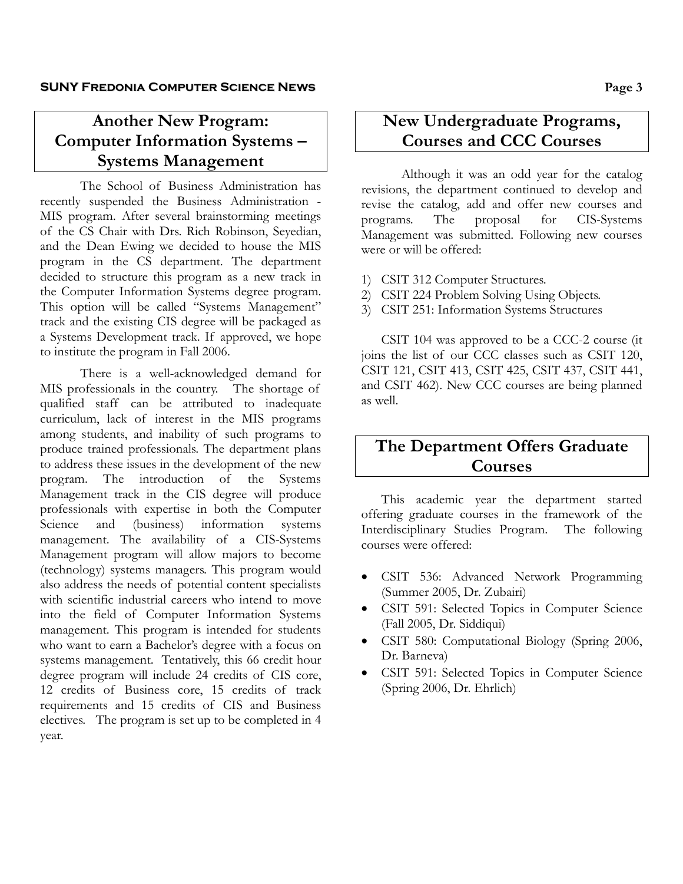## Another New Program: Computer Information Systems – Systems Management

The School of Business Administration has recently suspended the Business Administration - MIS program. After several brainstorming meetings of the CS Chair with Drs. Rich Robinson, Seyedian, and the Dean Ewing we decided to house the MIS program in the CS department. The department decided to structure this program as a new track in the Computer Information Systems degree program. This option will be called "Systems Management" track and the existing CIS degree will be packaged as a Systems Development track. If approved, we hope to institute the program in Fall 2006.

There is a well-acknowledged demand for MIS professionals in the country. The shortage of qualified staff can be attributed to inadequate curriculum, lack of interest in the MIS programs among students, and inability of such programs to produce trained professionals. The department plans to address these issues in the development of the new program. The introduction of the Systems Management track in the CIS degree will produce professionals with expertise in both the Computer Science and (business) information systems management. The availability of a CIS-Systems Management program will allow majors to become (technology) systems managers. This program would also address the needs of potential content specialists with scientific industrial careers who intend to move into the field of Computer Information Systems management. This program is intended for students who want to earn a Bachelor's degree with a focus on systems management. Tentatively, this 66 credit hour degree program will include 24 credits of CIS core, 12 credits of Business core, 15 credits of track requirements and 15 credits of CIS and Business electives. The program is set up to be completed in 4 year.

## New Undergraduate Programs, Courses and CCC Courses

Although it was an odd year for the catalog revisions, the department continued to develop and revise the catalog, add and offer new courses and programs. The proposal for CIS-Systems Management was submitted. Following new courses were or will be offered:

1) CSIT 312 Computer Structures.
2) CSIT 224 Problem Solving Using Objects.
3) CSIT 251: Information Systems Structures

CSIT 104 was approved to be a CCC-2 course (it joins the list of our CCC classes such as CSIT 120, CSIT 121, CSIT 413, CSIT 425, CSIT 437, CSIT 441, and CSIT 462). New CCC courses are being planned as well.

## The Department Offers Graduate Courses

This academic year the department started offering graduate courses in the framework of the Interdisciplinary Studies Program. The following courses were offered:

- CSIT 536: Advanced Network Programming (Summer 2005, Dr. Zubairi)
- CSIT 591: Selected Topics in Computer Science (Fall 2005, Dr. Siddiqui)
- CSIT 580: Computational Biology (Spring 2006, Dr. Barneva)
- CSIT 591: Selected Topics in Computer Science (Spring 2006, Dr. Ehrlich)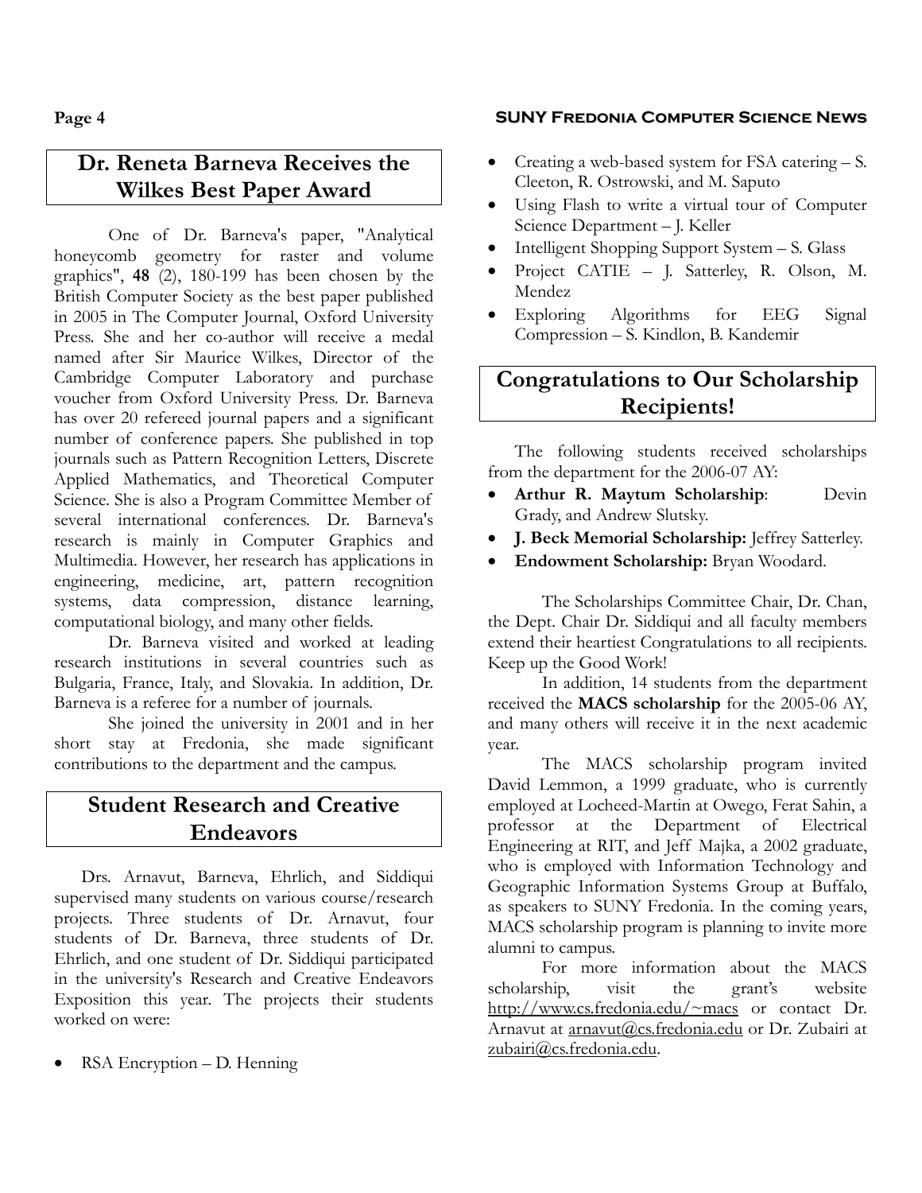## Dr. Reneta Barneva Receives the Wilkes Best Paper Award

One of Dr. Barneva's paper, "Analytical honeycomb geometry for raster and volume graphics", **48** (2), 180-199 has been chosen by the British Computer Society as the best paper published in 2005 in The Computer Journal, Oxford University Press. She and her co-author will receive a medal named after Sir Maurice Wilkes, Director of the Cambridge Computer Laboratory and purchase voucher from Oxford University Press. Dr. Barneva has over 20 refereed journal papers and a significant number of conference papers. She published in top journals such as Pattern Recognition Letters, Discrete Applied Mathematics, and Theoretical Computer Science. She is also a Program Committee Member of several international conferences. Dr. Barneva's research is mainly in Computer Graphics and Multimedia. However, her research has applications in engineering, medicine, art, pattern recognition systems, data compression, distance learning, computational biology, and many other fields.

Dr. Barneva visited and worked at leading research institutions in several countries such as Bulgaria, France, Italy, and Slovakia. In addition, Dr. Barneva is a referee for a number of journals.

She joined the university in 2001 and in her short stay at Fredonia, she made significant contributions to the department and the campus.

## Student Research and Creative Endeavors

Drs. Arnavut, Barneva, Ehrlich, and Siddiqui supervised many students on various course/research projects. Three students of Dr. Arnavut, four students of Dr. Barneva, three students of Dr. Ehrlich, and one student of Dr. Siddiqui participated in the university's Research and Creative Endeavors Exposition this year. The projects their students worked on were:

- RSA Encryption – D. Henning
- Creating a web-based system for FSA catering – S. Cleeton, R. Ostrowski, and M. Saputo
- Using Flash to write a virtual tour of Computer Science Department – J. Keller
- Intelligent Shopping Support System – S. Glass
- Project CATIE – J. Satterley, R. Olson, M. Mendez
- Exploring Algorithms for EEG Signal Compression – S. Kindlon, B. Kandemir

## Congratulations to Our Scholarship Recipients!

The following students received scholarships from the department for the 2006-07 AY:

- **Arthur R. Maytum Scholarship**: Devin Grady, and Andrew Slutsky.
- **J. Beck Memorial Scholarship:** Jeffrey Satterley.
- **Endowment Scholarship:** Bryan Woodard.

The Scholarships Committee Chair, Dr. Chan, the Dept. Chair Dr. Siddiqui and all faculty members extend their heartiest Congratulations to all recipients. Keep up the Good Work!

In addition, 14 students from the department received the **MACS scholarship** for the 2005-06 AY, and many others will receive it in the next academic year.

The MACS scholarship program invited David Lemmon, a 1999 graduate, who is currently employed at Locheed-Martin at Owego, Ferat Sahin, a professor at the Department of Electrical Engineering at RIT, and Jeff Majka, a 2002 graduate, who is employed with Information Technology and Geographic Information Systems Group at Buffalo, as speakers to SUNY Fredonia. In the coming years, MACS scholarship program is planning to invite more alumni to campus.

For more information about the MACS scholarship, visit the grant's website http://www.cs.fredonia.edu/~macs or contact Dr. Arnavut at arnavut@cs.fredonia.edu or Dr. Zubairi at zubairi@cs.fredonia.edu.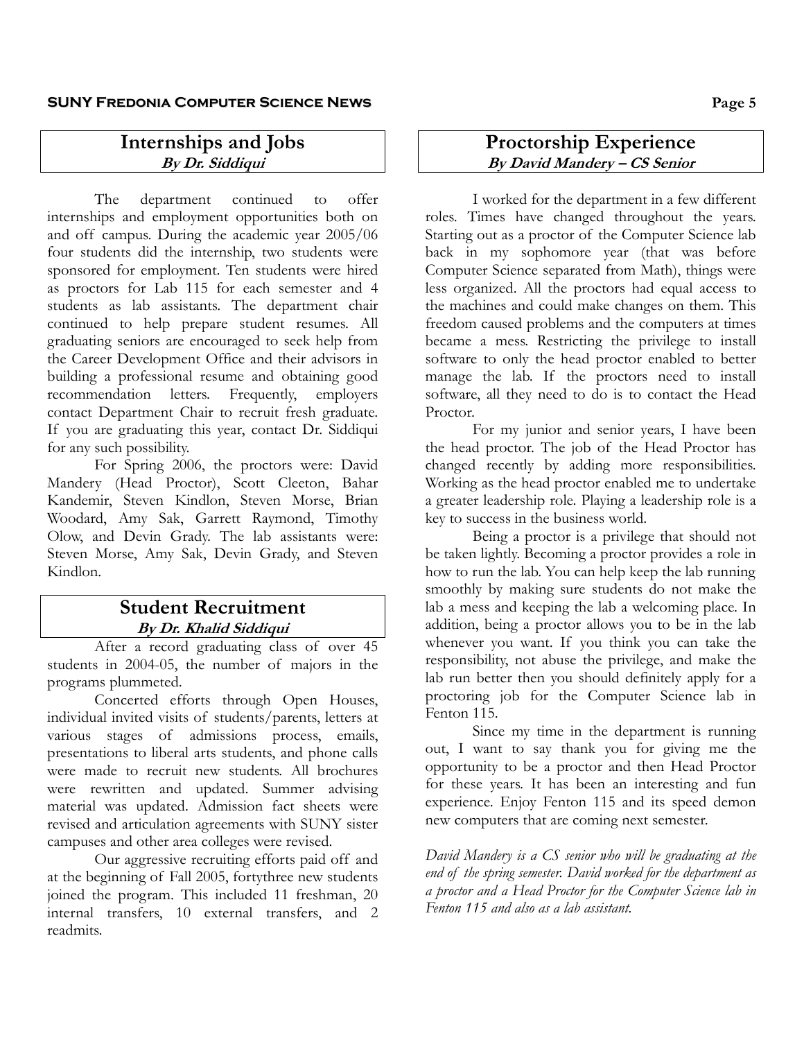## Internships and Jobs

***By Dr. Siddiqui***

The department continued to offer internships and employment opportunities both on and off campus. During the academic year 2005/06 four students did the internship, two students were sponsored for employment. Ten students were hired as proctors for Lab 115 for each semester and 4 students as lab assistants. The department chair continued to help prepare student resumes. All graduating seniors are encouraged to seek help from the Career Development Office and their advisors in building a professional resume and obtaining good recommendation letters. Frequently, employers contact Department Chair to recruit fresh graduate. If you are graduating this year, contact Dr. Siddiqui for any such possibility.

For Spring 2006, the proctors were: David Mandery (Head Proctor), Scott Cleeton, Bahar Kandemir, Steven Kindlon, Steven Morse, Brian Woodard, Amy Sak, Garrett Raymond, Timothy Olow, and Devin Grady. The lab assistants were: Steven Morse, Amy Sak, Devin Grady, and Steven Kindlon.

## Student Recruitment

***By Dr. Khalid Siddiqui***

After a record graduating class of over 45 students in 2004-05, the number of majors in the programs plummeted.

Concerted efforts through Open Houses, individual invited visits of students/parents, letters at various stages of admissions process, emails, presentations to liberal arts students, and phone calls were made to recruit new students. All brochures were rewritten and updated. Summer advising material was updated. Admission fact sheets were revised and articulation agreements with SUNY sister campuses and other area colleges were revised.

Our aggressive recruiting efforts paid off and at the beginning of Fall 2005, fortythree new students joined the program. This included 11 freshman, 20 internal transfers, 10 external transfers, and 2 readmits.

## Proctorship Experience

***By David Mandery – CS Senior***

I worked for the department in a few different roles. Times have changed throughout the years. Starting out as a proctor of the Computer Science lab back in my sophomore year (that was before Computer Science separated from Math), things were less organized. All the proctors had equal access to the machines and could make changes on them. This freedom caused problems and the computers at times became a mess. Restricting the privilege to install software to only the head proctor enabled to better manage the lab. If the proctors need to install software, all they need to do is to contact the Head Proctor.

For my junior and senior years, I have been the head proctor. The job of the Head Proctor has changed recently by adding more responsibilities. Working as the head proctor enabled me to undertake a greater leadership role. Playing a leadership role is a key to success in the business world.

Being a proctor is a privilege that should not be taken lightly. Becoming a proctor provides a role in how to run the lab. You can help keep the lab running smoothly by making sure students do not make the lab a mess and keeping the lab a welcoming place. In addition, being a proctor allows you to be in the lab whenever you want. If you think you can take the responsibility, not abuse the privilege, and make the lab run better then you should definitely apply for a proctoring job for the Computer Science lab in Fenton 115.

Since my time in the department is running out, I want to say thank you for giving me the opportunity to be a proctor and then Head Proctor for these years. It has been an interesting and fun experience. Enjoy Fenton 115 and its speed demon new computers that are coming next semester.

*David Mandery is a CS senior who will be graduating at the end of the spring semester. David worked for the department as a proctor and a Head Proctor for the Computer Science lab in Fenton 115 and also as a lab assistant.*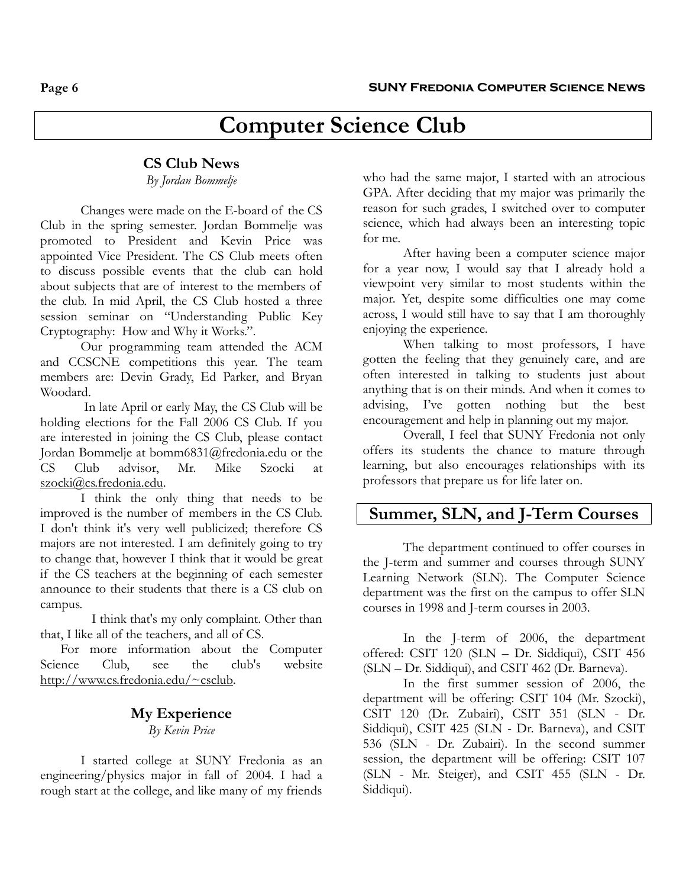# Computer Science Club

## CS Club News

*By Jordan Bommelje*

Changes were made on the E-board of the CS Club in the spring semester. Jordan Bommelje was promoted to President and Kevin Price was appointed Vice President. The CS Club meets often to discuss possible events that the club can hold about subjects that are of interest to the members of the club. In mid April, the CS Club hosted a three session seminar on "Understanding Public Key Cryptography: How and Why it Works.".

Our programming team attended the ACM and CCSCNE competitions this year. The team members are: Devin Grady, Ed Parker, and Bryan Woodard.

In late April or early May, the CS Club will be holding elections for the Fall 2006 CS Club. If you are interested in joining the CS Club, please contact Jordan Bommelje at bomm6831@fredonia.edu or the CS Club advisor, Mr. Mike Szocki at szocki@cs.fredonia.edu.

I think the only thing that needs to be improved is the number of members in the CS Club. I don't think it's very well publicized; therefore CS majors are not interested. I am definitely going to try to change that, however I think that it would be great if the CS teachers at the beginning of each semester announce to their students that there is a CS club on campus.

I think that's my only complaint. Other than that, I like all of the teachers, and all of CS.

For more information about the Computer Science Club, see the club's website http://www.cs.fredonia.edu/~csclub.

## My Experience

*By Kevin Price*

I started college at SUNY Fredonia as an engineering/physics major in fall of 2004. I had a rough start at the college, and like many of my friends who had the same major, I started with an atrocious GPA. After deciding that my major was primarily the reason for such grades, I switched over to computer science, which had always been an interesting topic for me.

After having been a computer science major for a year now, I would say that I already hold a viewpoint very similar to most students within the major. Yet, despite some difficulties one may come across, I would still have to say that I am thoroughly enjoying the experience.

When talking to most professors, I have gotten the feeling that they genuinely care, and are often interested in talking to students just about anything that is on their minds. And when it comes to advising, I've gotten nothing but the best encouragement and help in planning out my major.

Overall, I feel that SUNY Fredonia not only offers its students the chance to mature through learning, but also encourages relationships with its professors that prepare us for life later on.

# Summer, SLN, and J-Term Courses

The department continued to offer courses in the J-term and summer and courses through SUNY Learning Network (SLN). The Computer Science department was the first on the campus to offer SLN courses in 1998 and J-term courses in 2003.

In the J-term of 2006, the department offered: CSIT 120 (SLN – Dr. Siddiqui), CSIT 456 (SLN – Dr. Siddiqui), and CSIT 462 (Dr. Barneva).

In the first summer session of 2006, the department will be offering: CSIT 104 (Mr. Szocki), CSIT 120 (Dr. Zubairi), CSIT 351 (SLN - Dr. Siddiqui), CSIT 425 (SLN - Dr. Barneva), and CSIT 536 (SLN - Dr. Zubairi). In the second summer session, the department will be offering: CSIT 107 (SLN - Mr. Steiger), and CSIT 455 (SLN - Dr. Siddiqui).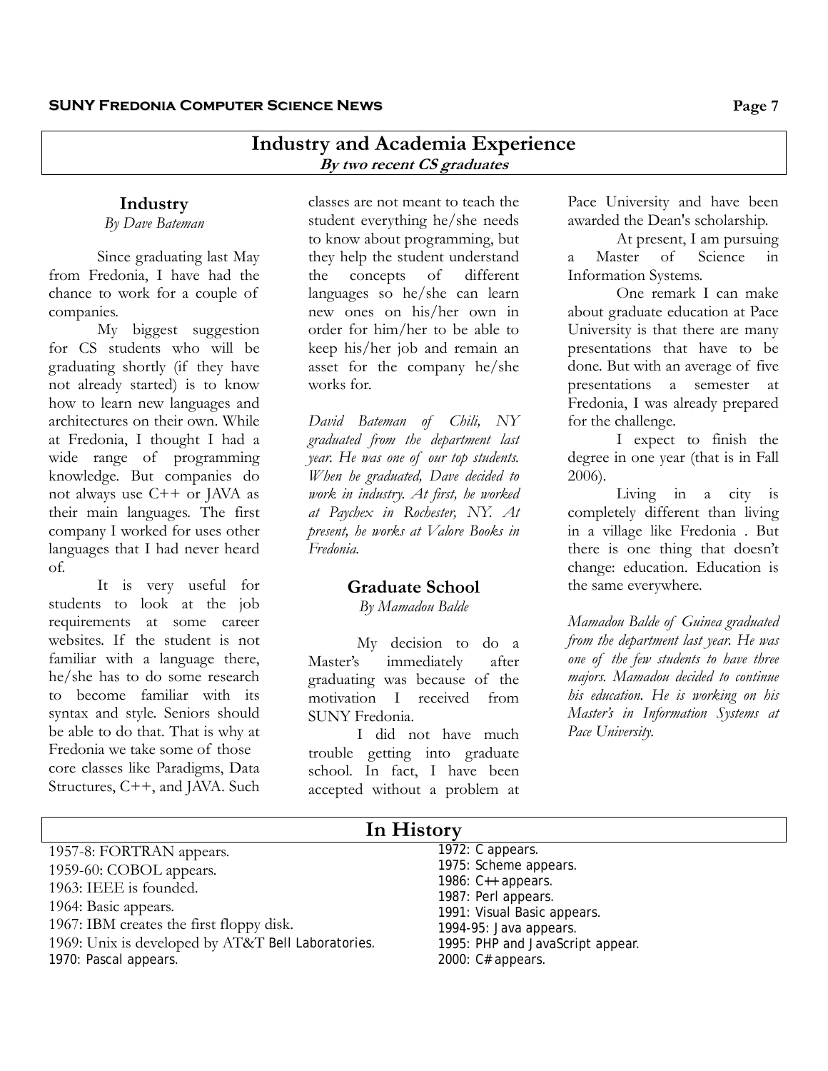# Industry and Academia Experience

***By two recent CS graduates***

## Industry

*By Dave Bateman*

Since graduating last May from Fredonia, I have had the chance to work for a couple of companies.

My biggest suggestion for CS students who will be graduating shortly (if they have not already started) is to know how to learn new languages and architectures on their own. While at Fredonia, I thought I had a wide range of programming knowledge. But companies do not always use C++ or JAVA as their main languages. The first company I worked for uses other languages that I had never heard of.

It is very useful for students to look at the job requirements at some career websites. If the student is not familiar with a language there, he/she has to do some research to become familiar with its syntax and style. Seniors should be able to do that. That is why at Fredonia we take some of those core classes like Paradigms, Data Structures, C++, and JAVA. Such classes are not meant to teach the student everything he/she needs to know about programming, but they help the student understand the concepts of different languages so he/she can learn new ones on his/her own in order for him/her to be able to keep his/her job and remain an asset for the company he/she works for.

*David Bateman of Chili, NY graduated from the department last year. He was one of our top students. When he graduated, Dave decided to work in industry. At first, he worked at Paychex in Rochester, NY. At present, he works at Valore Books in Fredonia.*

## Graduate School

*By Mamadou Balde*

My decision to do a Master's immediately after graduating was because of the motivation I received from SUNY Fredonia.

I did not have much trouble getting into graduate school. In fact, I have been accepted without a problem at Pace University and have been awarded the Dean's scholarship.

At present, I am pursuing a Master of Science in Information Systems.

One remark I can make about graduate education at Pace University is that there are many presentations that have to be done. But with an average of five presentations a semester at Fredonia, I was already prepared for the challenge.

I expect to finish the degree in one year (that is in Fall 2006).

Living in a city is completely different than living in a village like Fredonia . But there is one thing that doesn't change: education. Education is the same everywhere.

*Mamadou Balde of Guinea graduated from the department last year. He was one of the few students to have three majors. Mamadou decided to continue his education. He is working on his Master's in Information Systems at Pace University.*

# In History

- 1957-8: FORTRAN appears.
- 1959-60: COBOL appears.
- 1963: IEEE is founded.
- 1964: Basic appears.
- 1967: IBM creates the first floppy disk.
- 1969: Unix is developed by AT&T Bell Laboratories.
- 1970: Pascal appears.
- 1972: C appears.
- 1975: Scheme appears.
- 1986: C++ appears.
- 1987: Perl appears.
- 1991: Visual Basic appears.
- 1994-95: Java appears.
- 1995: PHP and JavaScript appear.
- 2000: C# appears.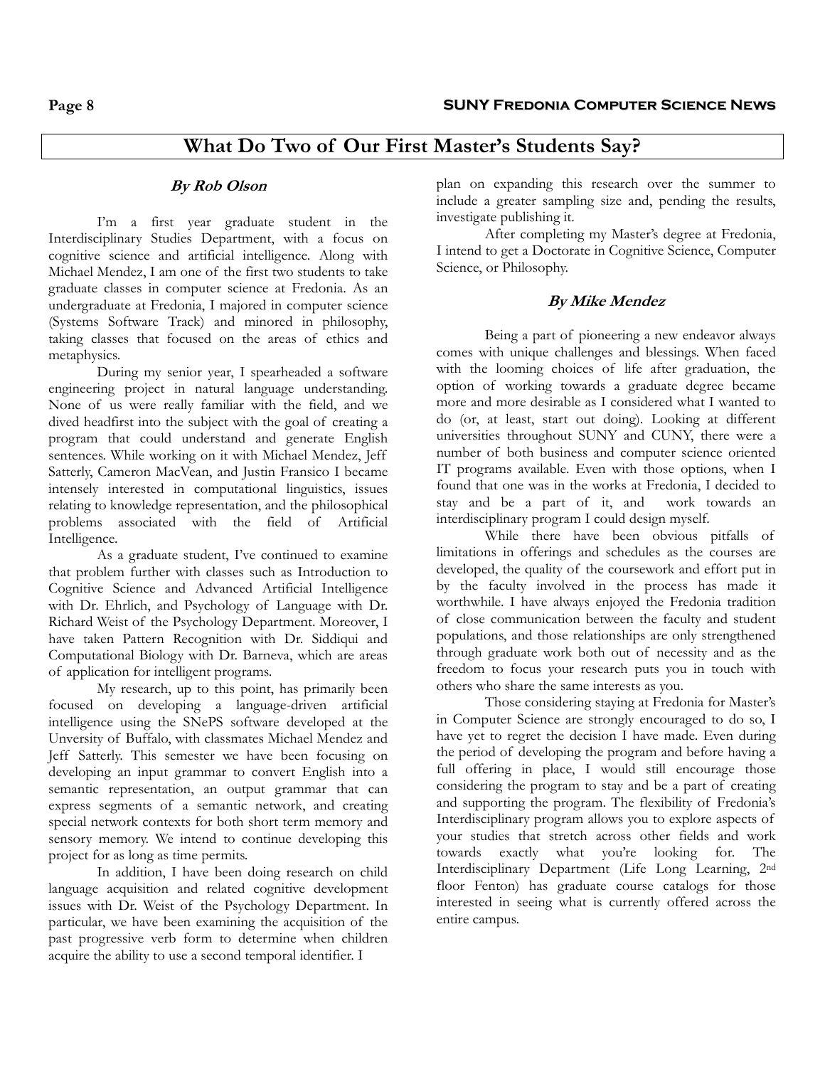# What Do Two of Our First Master's Students Say?

### *By Rob Olson*

I'm a first year graduate student in the Interdisciplinary Studies Department, with a focus on cognitive science and artificial intelligence. Along with Michael Mendez, I am one of the first two students to take graduate classes in computer science at Fredonia. As an undergraduate at Fredonia, I majored in computer science (Systems Software Track) and minored in philosophy, taking classes that focused on the areas of ethics and metaphysics.

During my senior year, I spearheaded a software engineering project in natural language understanding. None of us were really familiar with the field, and we dived headfirst into the subject with the goal of creating a program that could understand and generate English sentences. While working on it with Michael Mendez, Jeff Satterly, Cameron MacVean, and Justin Fransico I became intensely interested in computational linguistics, issues relating to knowledge representation, and the philosophical problems associated with the field of Artificial Intelligence.

As a graduate student, I've continued to examine that problem further with classes such as Introduction to Cognitive Science and Advanced Artificial Intelligence with Dr. Ehrlich, and Psychology of Language with Dr. Richard Weist of the Psychology Department. Moreover, I have taken Pattern Recognition with Dr. Siddiqui and Computational Biology with Dr. Barneva, which are areas of application for intelligent programs.

My research, up to this point, has primarily been focused on developing a language-driven artificial intelligence using the SNePS software developed at the Unversity of Buffalo, with classmates Michael Mendez and Jeff Satterly. This semester we have been focusing on developing an input grammar to convert English into a semantic representation, an output grammar that can express segments of a semantic network, and creating special network contexts for both short term memory and sensory memory. We intend to continue developing this project for as long as time permits.

In addition, I have been doing research on child language acquisition and related cognitive development issues with Dr. Weist of the Psychology Department. In particular, we have been examining the acquisition of the past progressive verb form to determine when children acquire the ability to use a second temporal identifier. I plan on expanding this research over the summer to include a greater sampling size and, pending the results, investigate publishing it.

After completing my Master's degree at Fredonia, I intend to get a Doctorate in Cognitive Science, Computer Science, or Philosophy.

### *By Mike Mendez*

Being a part of pioneering a new endeavor always comes with unique challenges and blessings. When faced with the looming choices of life after graduation, the option of working towards a graduate degree became more and more desirable as I considered what I wanted to do (or, at least, start out doing). Looking at different universities throughout SUNY and CUNY, there were a number of both business and computer science oriented IT programs available. Even with those options, when I found that one was in the works at Fredonia, I decided to stay and be a part of it, and work towards an interdisciplinary program I could design myself.

While there have been obvious pitfalls of limitations in offerings and schedules as the courses are developed, the quality of the coursework and effort put in by the faculty involved in the process has made it worthwhile. I have always enjoyed the Fredonia tradition of close communication between the faculty and student populations, and those relationships are only strengthened through graduate work both out of necessity and as the freedom to focus your research puts you in touch with others who share the same interests as you.

Those considering staying at Fredonia for Master's in Computer Science are strongly encouraged to do so, I have yet to regret the decision I have made. Even during the period of developing the program and before having a full offering in place, I would still encourage those considering the program to stay and be a part of creating and supporting the program. The flexibility of Fredonia's Interdisciplinary program allows you to explore aspects of your studies that stretch across other fields and work towards exactly what you're looking for. The Interdisciplinary Department (Life Long Learning, 2nd floor Fenton) has graduate course catalogs for those interested in seeing what is currently offered across the entire campus.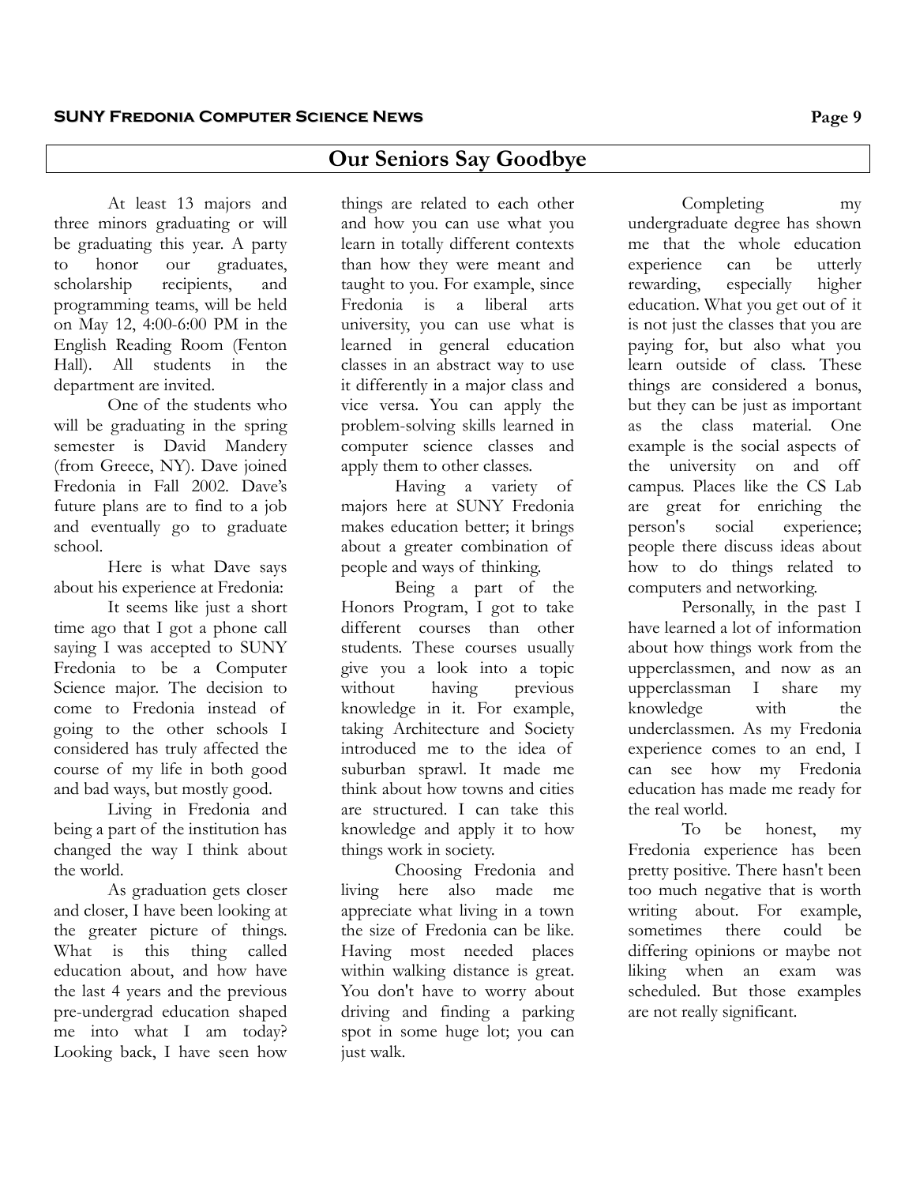## Our Seniors Say Goodbye

At least 13 majors and three minors graduating or will be graduating this year. A party to honor our graduates, scholarship recipients, and programming teams, will be held on May 12, 4:00-6:00 PM in the English Reading Room (Fenton Hall). All students in the department are invited.

One of the students who will be graduating in the spring semester is David Mandery (from Greece, NY). Dave joined Fredonia in Fall 2002. Dave's future plans are to find to a job and eventually go to graduate school.

Here is what Dave says about his experience at Fredonia:

It seems like just a short time ago that I got a phone call saying I was accepted to SUNY Fredonia to be a Computer Science major. The decision to come to Fredonia instead of going to the other schools I considered has truly affected the course of my life in both good and bad ways, but mostly good.

Living in Fredonia and being a part of the institution has changed the way I think about the world.

As graduation gets closer and closer, I have been looking at the greater picture of things. What is this thing called education about, and how have the last 4 years and the previous pre-undergrad education shaped me into what I am today? Looking back, I have seen how things are related to each other and how you can use what you learn in totally different contexts than how they were meant and taught to you. For example, since Fredonia is a liberal arts university, you can use what is learned in general education classes in an abstract way to use it differently in a major class and vice versa. You can apply the problem-solving skills learned in computer science classes and apply them to other classes.

Having a variety of majors here at SUNY Fredonia makes education better; it brings about a greater combination of people and ways of thinking.

Being a part of the Honors Program, I got to take different courses than other students. These courses usually give you a look into a topic without having previous knowledge in it. For example, taking Architecture and Society introduced me to the idea of suburban sprawl. It made me think about how towns and cities are structured. I can take this knowledge and apply it to how things work in society.

Choosing Fredonia and living here also made me appreciate what living in a town the size of Fredonia can be like. Having most needed places within walking distance is great. You don't have to worry about driving and finding a parking spot in some huge lot; you can just walk.

Completing my undergraduate degree has shown me that the whole education experience can be utterly rewarding, especially higher education. What you get out of it is not just the classes that you are paying for, but also what you learn outside of class. These things are considered a bonus, but they can be just as important as the class material. One example is the social aspects of the university on and off campus. Places like the CS Lab are great for enriching the person's social experience; people there discuss ideas about how to do things related to computers and networking.

Personally, in the past I have learned a lot of information about how things work from the upperclassmen, and now as an upperclassman I share my knowledge with the underclassmen. As my Fredonia experience comes to an end, I can see how my Fredonia education has made me ready for the real world.

To be honest, my Fredonia experience has been pretty positive. There hasn't been too much negative that is worth writing about. For example, sometimes there could be differing opinions or maybe not liking when an exam was scheduled. But those examples are not really significant.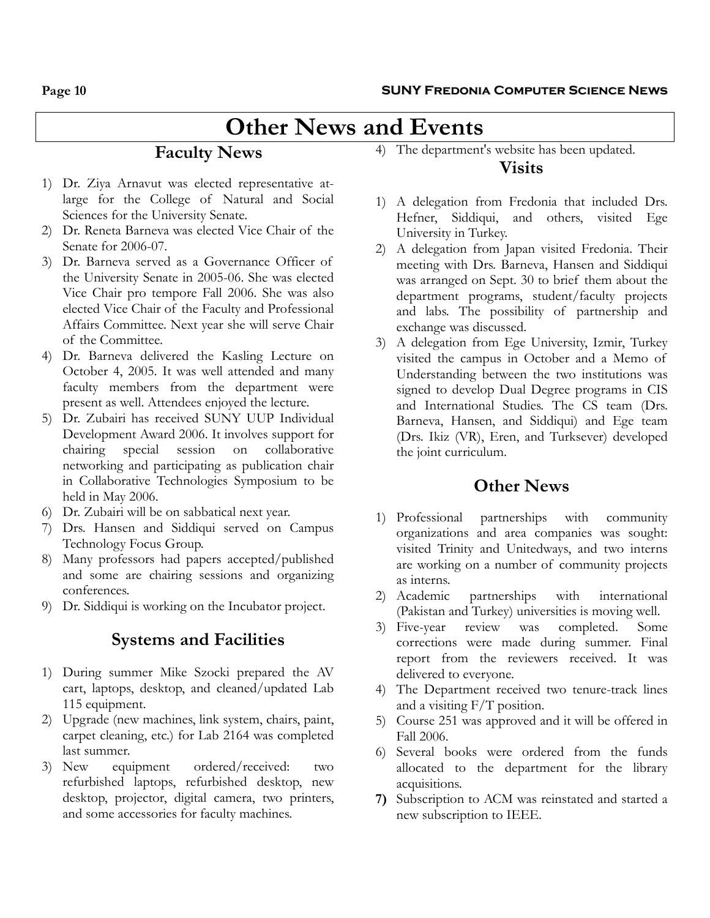# Other News and Events

## Faculty News

1) Dr. Ziya Arnavut was elected representative at-large for the College of Natural and Social Sciences for the University Senate.
2) Dr. Reneta Barneva was elected Vice Chair of the Senate for 2006-07.
3) Dr. Barneva served as a Governance Officer of the University Senate in 2005-06. She was elected Vice Chair pro tempore Fall 2006. She was also elected Vice Chair of the Faculty and Professional Affairs Committee. Next year she will serve Chair of the Committee.
4) Dr. Barneva delivered the Kasling Lecture on October 4, 2005. It was well attended and many faculty members from the department were present as well. Attendees enjoyed the lecture.
5) Dr. Zubairi has received SUNY UUP Individual Development Award 2006. It involves support for chairing special session on collaborative networking and participating as publication chair in Collaborative Technologies Symposium to be held in May 2006.
6) Dr. Zubairi will be on sabbatical next year.
7) Drs. Hansen and Siddiqui served on Campus Technology Focus Group.
8) Many professors had papers accepted/published and some are chairing sessions and organizing conferences.
9) Dr. Siddiqui is working on the Incubator project.

## Systems and Facilities

1) During summer Mike Szocki prepared the AV cart, laptops, desktop, and cleaned/updated Lab 115 equipment.
2) Upgrade (new machines, link system, chairs, paint, carpet cleaning, etc.) for Lab 2164 was completed last summer.
3) New equipment ordered/received: two refurbished laptops, refurbished desktop, new desktop, projector, digital camera, two printers, and some accessories for faculty machines.
4) The department's website has been updated.

## Visits

1) A delegation from Fredonia that included Drs. Hefner, Siddiqui, and others, visited Ege University in Turkey.
2) A delegation from Japan visited Fredonia. Their meeting with Drs. Barneva, Hansen and Siddiqui was arranged on Sept. 30 to brief them about the department programs, student/faculty projects and labs. The possibility of partnership and exchange was discussed.
3) A delegation from Ege University, Izmir, Turkey visited the campus in October and a Memo of Understanding between the two institutions was signed to develop Dual Degree programs in CIS and International Studies. The CS team (Drs. Barneva, Hansen, and Siddiqui) and Ege team (Drs. Ikiz (VR), Eren, and Turksever) developed the joint curriculum.

## Other News

1) Professional partnerships with community organizations and area companies was sought: visited Trinity and Unitedways, and two interns are working on a number of community projects as interns.
2) Academic partnerships with international (Pakistan and Turkey) universities is moving well.
3) Five-year review was completed. Some corrections were made during summer. Final report from the reviewers received. It was delivered to everyone.
4) The Department received two tenure-track lines and a visiting F/T position.
5) Course 251 was approved and it will be offered in Fall 2006.
6) Several books were ordered from the funds allocated to the department for the library acquisitions.
7) Subscription to ACM was reinstated and started a new subscription to IEEE.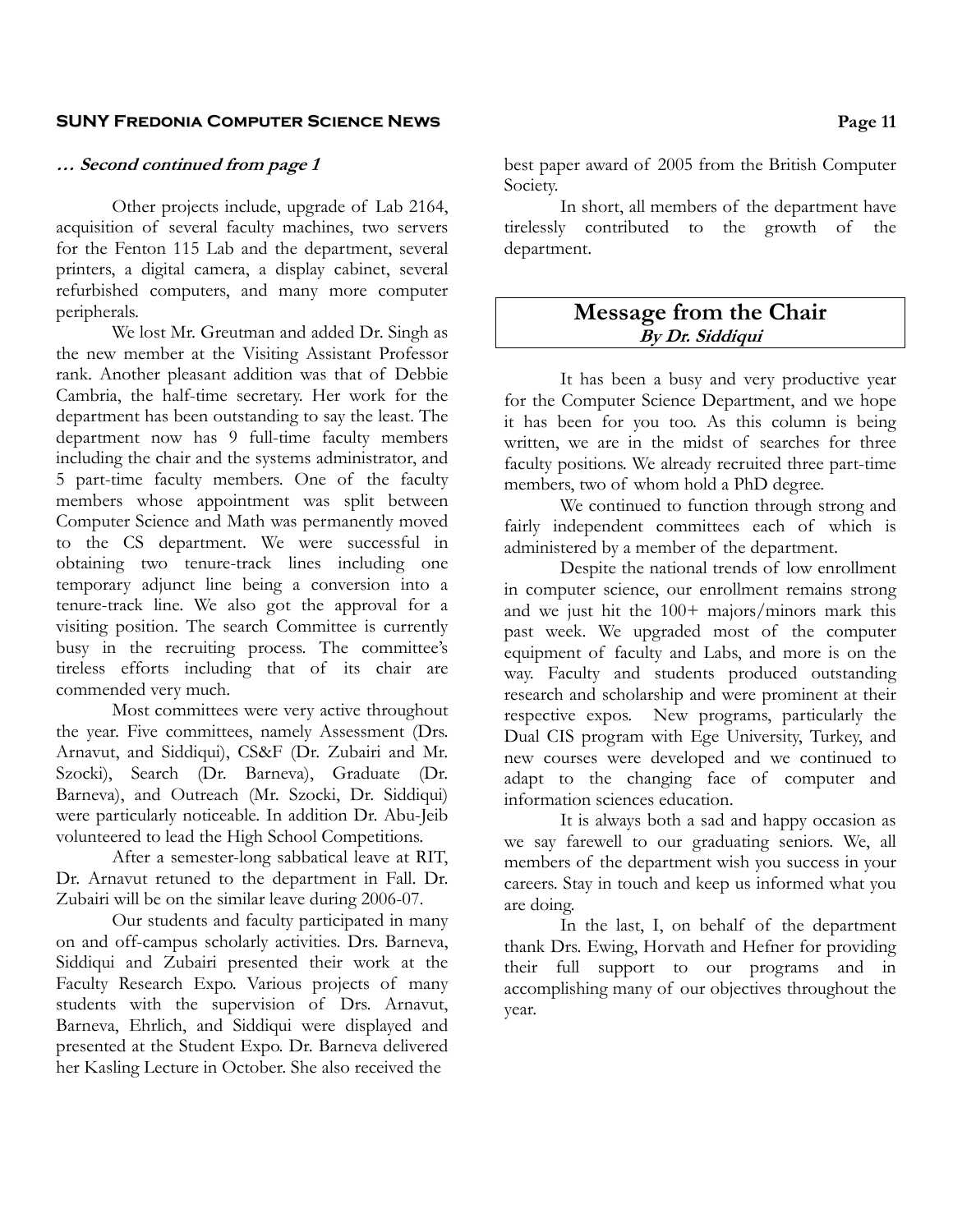***… Second continued from page 1***

Other projects include, upgrade of Lab 2164, acquisition of several faculty machines, two servers for the Fenton 115 Lab and the department, several printers, a digital camera, a display cabinet, several refurbished computers, and many more computer peripherals.

We lost Mr. Greutman and added Dr. Singh as the new member at the Visiting Assistant Professor rank. Another pleasant addition was that of Debbie Cambria, the half-time secretary. Her work for the department has been outstanding to say the least. The department now has 9 full-time faculty members including the chair and the systems administrator, and 5 part-time faculty members. One of the faculty members whose appointment was split between Computer Science and Math was permanently moved to the CS department. We were successful in obtaining two tenure-track lines including one temporary adjunct line being a conversion into a tenure-track line. We also got the approval for a visiting position. The search Committee is currently busy in the recruiting process. The committee's tireless efforts including that of its chair are commended very much.

Most committees were very active throughout the year. Five committees, namely Assessment (Drs. Arnavut, and Siddiqui), CS&F (Dr. Zubairi and Mr. Szocki), Search (Dr. Barneva), Graduate (Dr. Barneva), and Outreach (Mr. Szocki, Dr. Siddiqui) were particularly noticeable. In addition Dr. Abu-Jeib volunteered to lead the High School Competitions.

After a semester-long sabbatical leave at RIT, Dr. Arnavut retuned to the department in Fall. Dr. Zubairi will be on the similar leave during 2006-07.

Our students and faculty participated in many on and off-campus scholarly activities. Drs. Barneva, Siddiqui and Zubairi presented their work at the Faculty Research Expo. Various projects of many students with the supervision of Drs. Arnavut, Barneva, Ehrlich, and Siddiqui were displayed and presented at the Student Expo. Dr. Barneva delivered her Kasling Lecture in October. She also received the best paper award of 2005 from the British Computer Society.

In short, all members of the department have tirelessly contributed to the growth of the department.

## Message from the Chair

***By Dr. Siddiqui***

It has been a busy and very productive year for the Computer Science Department, and we hope it has been for you too. As this column is being written, we are in the midst of searches for three faculty positions. We already recruited three part-time members, two of whom hold a PhD degree.

We continued to function through strong and fairly independent committees each of which is administered by a member of the department.

Despite the national trends of low enrollment in computer science, our enrollment remains strong and we just hit the 100+ majors/minors mark this past week. We upgraded most of the computer equipment of faculty and Labs, and more is on the way. Faculty and students produced outstanding research and scholarship and were prominent at their respective expos. New programs, particularly the Dual CIS program with Ege University, Turkey, and new courses were developed and we continued to adapt to the changing face of computer and information sciences education.

It is always both a sad and happy occasion as we say farewell to our graduating seniors. We, all members of the department wish you success in your careers. Stay in touch and keep us informed what you are doing.

In the last, I, on behalf of the department thank Drs. Ewing, Horvath and Hefner for providing their full support to our programs and in accomplishing many of our objectives throughout the year.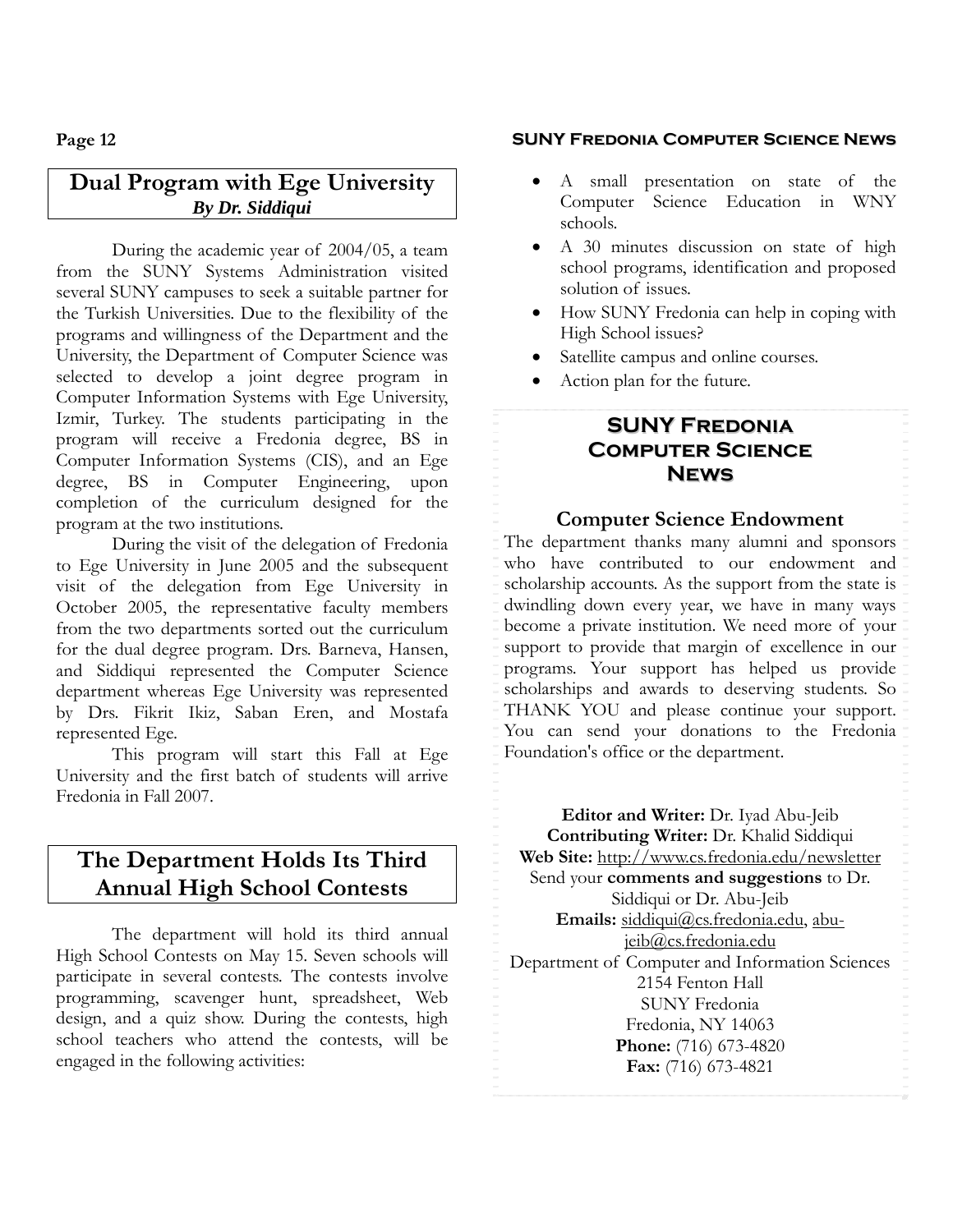## Dual Program with Ege University

***By Dr. Siddiqui***

During the academic year of 2004/05, a team from the SUNY Systems Administration visited several SUNY campuses to seek a suitable partner for the Turkish Universities. Due to the flexibility of the programs and willingness of the Department and the University, the Department of Computer Science was selected to develop a joint degree program in Computer Information Systems with Ege University, Izmir, Turkey. The students participating in the program will receive a Fredonia degree, BS in Computer Information Systems (CIS), and an Ege degree, BS in Computer Engineering, upon completion of the curriculum designed for the program at the two institutions.

During the visit of the delegation of Fredonia to Ege University in June 2005 and the subsequent visit of the delegation from Ege University in October 2005, the representative faculty members from the two departments sorted out the curriculum for the dual degree program. Drs. Barneva, Hansen, and Siddiqui represented the Computer Science department whereas Ege University was represented by Drs. Fikrit Ikiz, Saban Eren, and Mostafa represented Ege.

This program will start this Fall at Ege University and the first batch of students will arrive Fredonia in Fall 2007.

## The Department Holds Its Third Annual High School Contests

The department will hold its third annual High School Contests on May 15. Seven schools will participate in several contests. The contests involve programming, scavenger hunt, spreadsheet, Web design, and a quiz show. During the contests, high school teachers who attend the contests, will be engaged in the following activities:

- A small presentation on state of the Computer Science Education in WNY schools.
- A 30 minutes discussion on state of high school programs, identification and proposed solution of issues.
- How SUNY Fredonia can help in coping with High School issues?
- Satellite campus and online courses.
- Action plan for the future.

## SUNY Fredonia Computer Science News

### Computer Science Endowment

The department thanks many alumni and sponsors who have contributed to our endowment and scholarship accounts. As the support from the state is dwindling down every year, we have in many ways become a private institution. We need more of your support to provide that margin of excellence in our programs. Your support has helped us provide scholarships and awards to deserving students. So THANK YOU and please continue your support. You can send your donations to the Fredonia Foundation's office or the department.

**Editor and Writer:** Dr. Iyad Abu-Jeib
**Contributing Writer:** Dr. Khalid Siddiqui
**Web Site:** http://www.cs.fredonia.edu/newsletter
Send your **comments and suggestions** to Dr. Siddiqui or Dr. Abu-Jeib
**Emails:** siddiqui@cs.fredonia.edu, abu-jeib@cs.fredonia.edu
Department of Computer and Information Sciences
2154 Fenton Hall
SUNY Fredonia
Fredonia, NY 14063
**Phone:** (716) 673-4820
**Fax:** (716) 673-4821